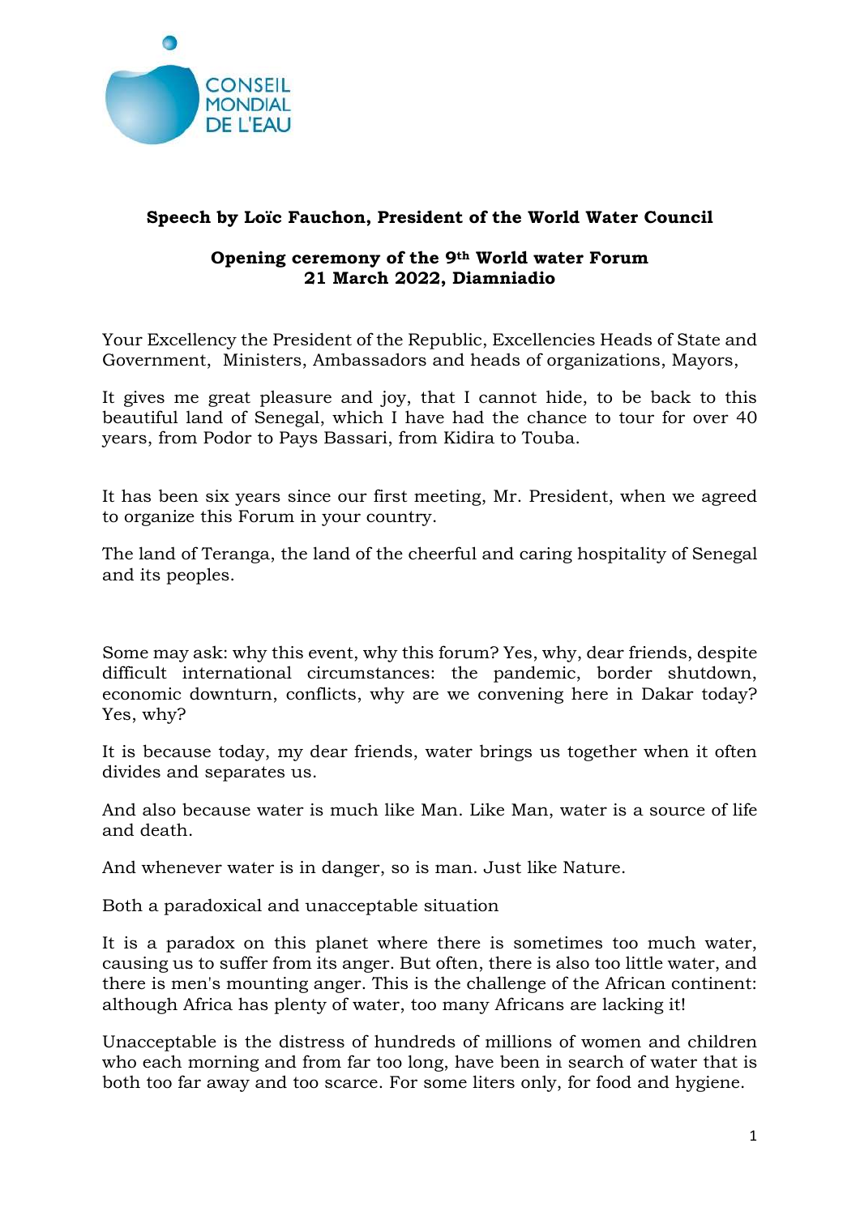**Speech by Loïc Fauchon, President of the World Water Council**

**Opening ceremony of the 9th World water Forum**
**21 March 2022, Diamniadio**

Your Excellency the President of the Republic, Excellencies Heads of State and Government, Ministers, Ambassadors and heads of organizations, Mayors,

It gives me great pleasure and joy, that I cannot hide, to be back to this beautiful land of Senegal, which I have had the chance to tour for over 40 years, from Podor to Pays Bassari, from Kidira to Touba.

It has been six years since our first meeting, Mr. President, when we agreed to organize this Forum in your country.

The land of Teranga, the land of the cheerful and caring hospitality of Senegal and its peoples.

Some may ask: why this event, why this forum? Yes, why, dear friends, despite difficult international circumstances: the pandemic, border shutdown, economic downturn, conflicts, why are we convening here in Dakar today? Yes, why?

It is because today, my dear friends, water brings us together when it often divides and separates us.

And also because water is much like Man. Like Man, water is a source of life and death.

And whenever water is in danger, so is man. Just like Nature.

Both a paradoxical and unacceptable situation

It is a paradox on this planet where there is sometimes too much water, causing us to suffer from its anger. But often, there is also too little water, and there is men's mounting anger. This is the challenge of the African continent: although Africa has plenty of water, too many Africans are lacking it!

Unacceptable is the distress of hundreds of millions of women and children who each morning and from far too long, have been in search of water that is both too far away and too scarce. For some liters only, for food and hygiene.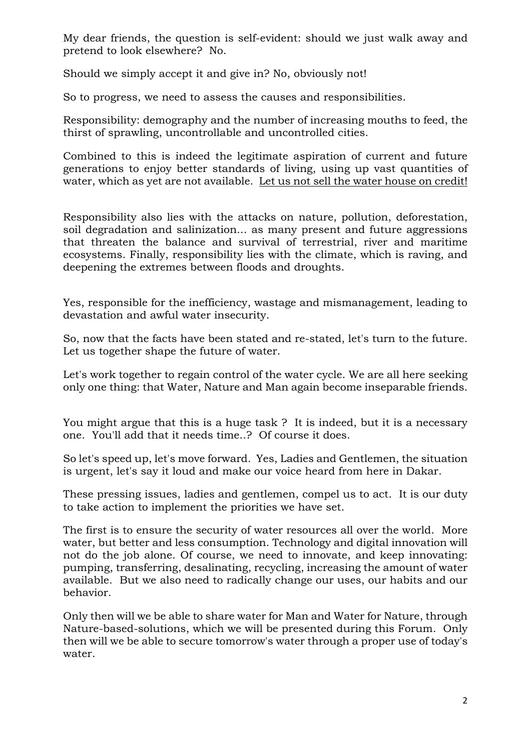My dear friends, the question is self-evident: should we just walk away and pretend to look elsewhere? No.

Should we simply accept it and give in? No, obviously not!

So to progress, we need to assess the causes and responsibilities.

Responsibility: demography and the number of increasing mouths to feed, the thirst of sprawling, uncontrollable and uncontrolled cities.

Combined to this is indeed the legitimate aspiration of current and future generations to enjoy better standards of living, using up vast quantities of water, which as yet are not available. <u>Let us not sell the water house on credit!</u>

Responsibility also lies with the attacks on nature, pollution, deforestation, soil degradation and salinization... as many present and future aggressions that threaten the balance and survival of terrestrial, river and maritime ecosystems. Finally, responsibility lies with the climate, which is raving, and deepening the extremes between floods and droughts.

Yes, responsible for the inefficiency, wastage and mismanagement, leading to devastation and awful water insecurity.

So, now that the facts have been stated and re-stated, let's turn to the future. Let us together shape the future of water.

Let's work together to regain control of the water cycle. We are all here seeking only one thing: that Water, Nature and Man again become inseparable friends.

You might argue that this is a huge task ? It is indeed, but it is a necessary one. You'll add that it needs time..? Of course it does.

So let's speed up, let's move forward. Yes, Ladies and Gentlemen, the situation is urgent, let's say it loud and make our voice heard from here in Dakar.

These pressing issues, ladies and gentlemen, compel us to act. It is our duty to take action to implement the priorities we have set.

The first is to ensure the security of water resources all over the world. More water, but better and less consumption. Technology and digital innovation will not do the job alone. Of course, we need to innovate, and keep innovating: pumping, transferring, desalinating, recycling, increasing the amount of water available. But we also need to radically change our uses, our habits and our behavior.

Only then will we be able to share water for Man and Water for Nature, through Nature-based-solutions, which we will be presented during this Forum. Only then will we be able to secure tomorrow's water through a proper use of today's water.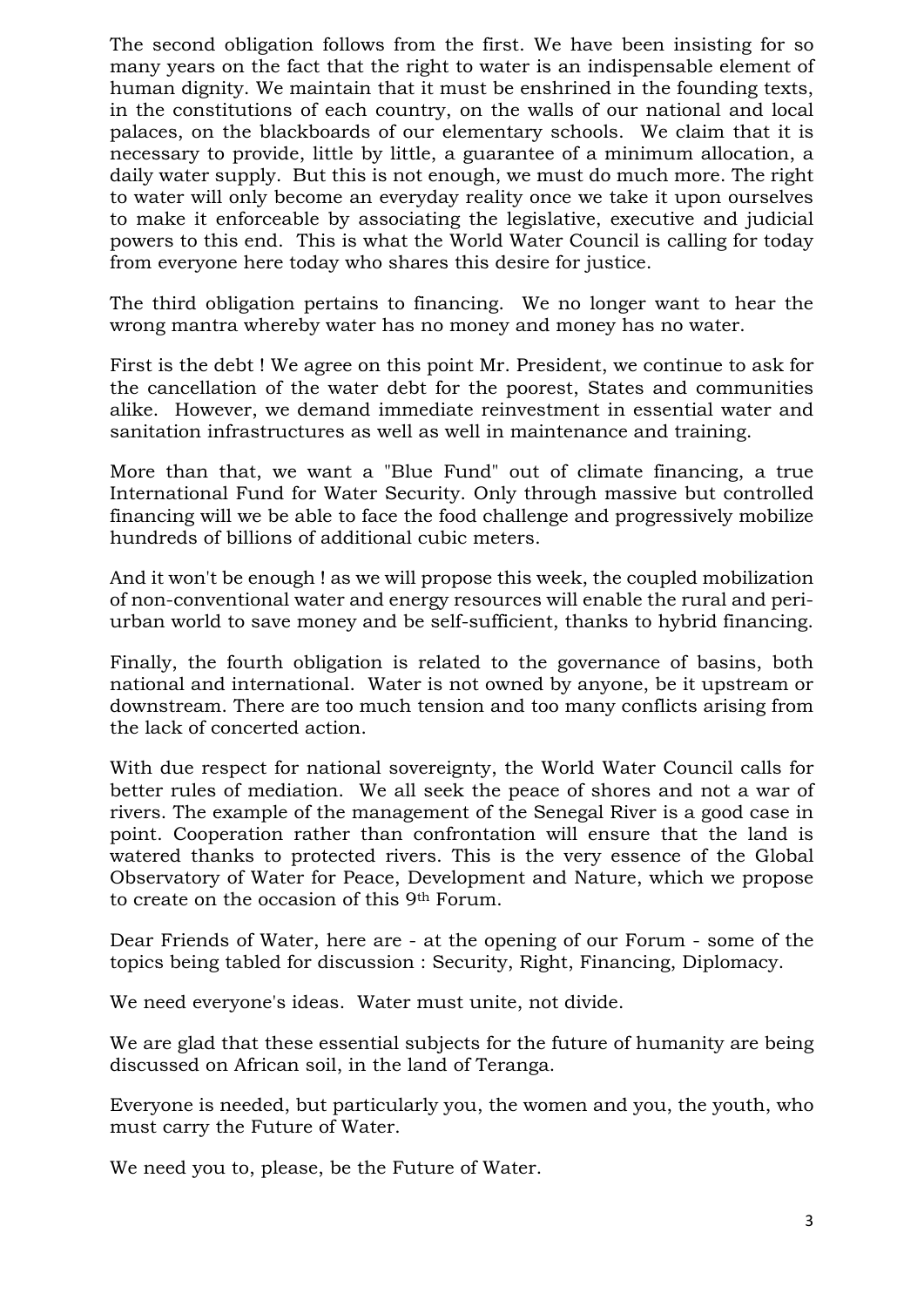The second obligation follows from the first. We have been insisting for so many years on the fact that the right to water is an indispensable element of human dignity. We maintain that it must be enshrined in the founding texts, in the constitutions of each country, on the walls of our national and local palaces, on the blackboards of our elementary schools. We claim that it is necessary to provide, little by little, a guarantee of a minimum allocation, a daily water supply. But this is not enough, we must do much more. The right to water will only become an everyday reality once we take it upon ourselves to make it enforceable by associating the legislative, executive and judicial powers to this end. This is what the World Water Council is calling for today from everyone here today who shares this desire for justice.

The third obligation pertains to financing. We no longer want to hear the wrong mantra whereby water has no money and money has no water.

First is the debt ! We agree on this point Mr. President, we continue to ask for the cancellation of the water debt for the poorest, States and communities alike. However, we demand immediate reinvestment in essential water and sanitation infrastructures as well as well in maintenance and training.

More than that, we want a "Blue Fund" out of climate financing, a true International Fund for Water Security. Only through massive but controlled financing will we be able to face the food challenge and progressively mobilize hundreds of billions of additional cubic meters.

And it won't be enough ! as we will propose this week, the coupled mobilization of non-conventional water and energy resources will enable the rural and peri-urban world to save money and be self-sufficient, thanks to hybrid financing.

Finally, the fourth obligation is related to the governance of basins, both national and international. Water is not owned by anyone, be it upstream or downstream. There are too much tension and too many conflicts arising from the lack of concerted action.

With due respect for national sovereignty, the World Water Council calls for better rules of mediation. We all seek the peace of shores and not a war of rivers. The example of the management of the Senegal River is a good case in point. Cooperation rather than confrontation will ensure that the land is watered thanks to protected rivers. This is the very essence of the Global Observatory of Water for Peace, Development and Nature, which we propose to create on the occasion of this 9th Forum.

Dear Friends of Water, here are - at the opening of our Forum - some of the topics being tabled for discussion : Security, Right, Financing, Diplomacy.

We need everyone's ideas. Water must unite, not divide.

We are glad that these essential subjects for the future of humanity are being discussed on African soil, in the land of Teranga.

Everyone is needed, but particularly you, the women and you, the youth, who must carry the Future of Water.

We need you to, please, be the Future of Water.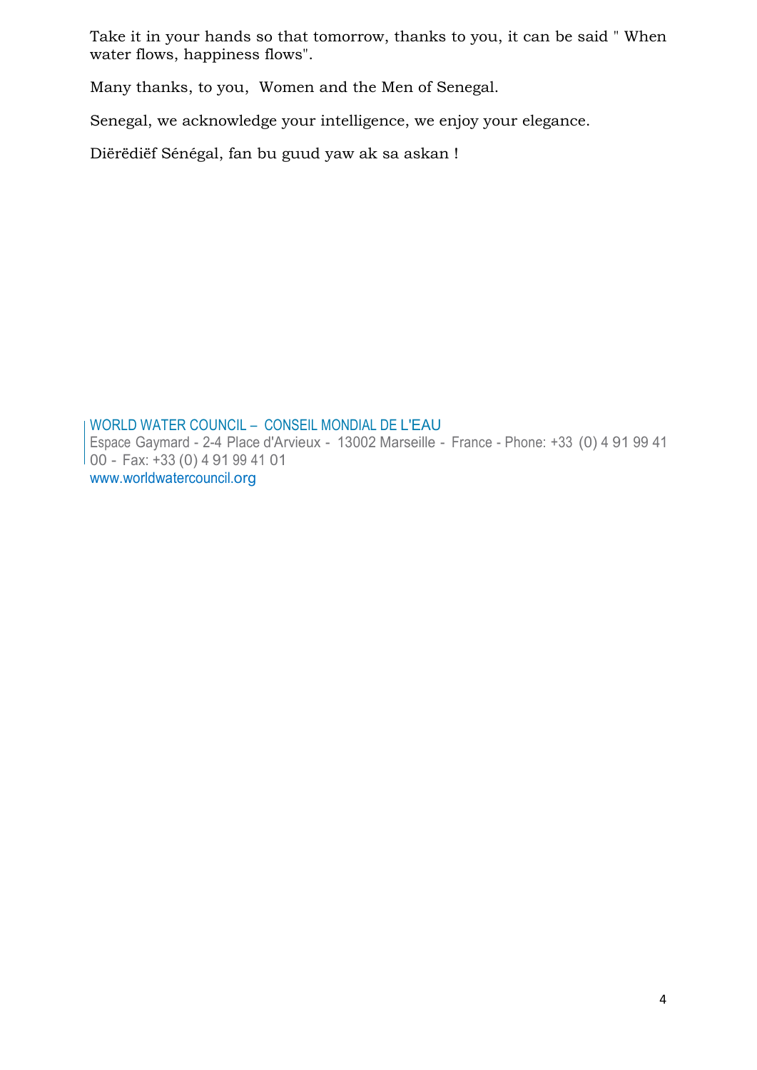Take it in your hands so that tomorrow, thanks to you, it can be said " When water flows, happiness flows".

Many thanks, to you,  Women and the Men of Senegal.

Senegal, we acknowledge your intelligence, we enjoy your elegance.

Diërëdiëf Sénégal, fan bu guud yaw ak sa askan !

WORLD WATER COUNCIL – CONSEIL MONDIAL DE L'EAU
Espace Gaymard - 2-4 Place d'Arvieux - 13002 Marseille - France - Phone: +33 (0) 4 91 99 41 00 - Fax: +33 (0) 4 91 99 41 01
www.worldwatercouncil.org